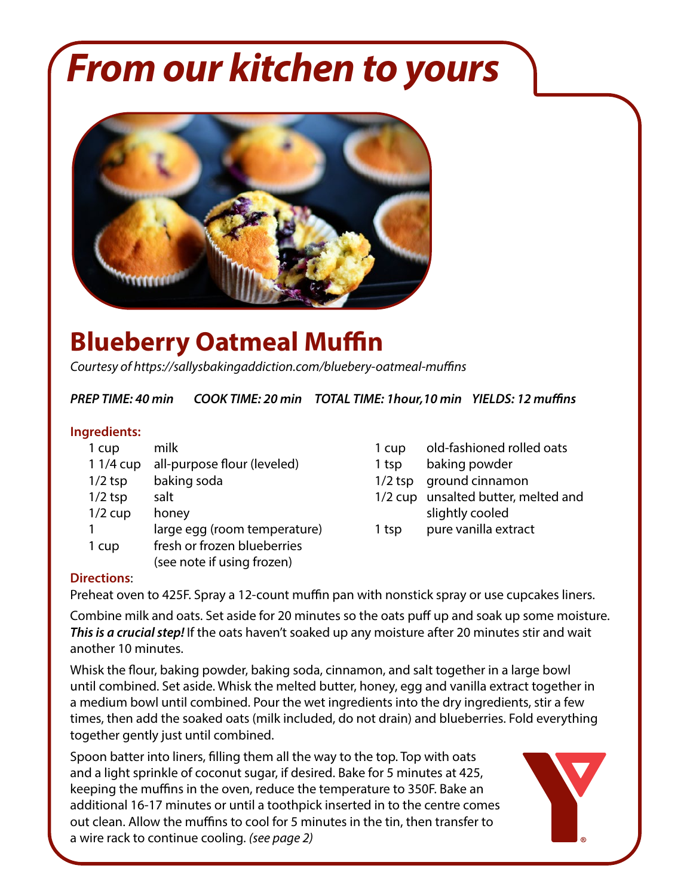# *From our kitchen to yours*

## Blueberry Oatmeal Muffin

*Courtesy of https://sallysbakingaddiction.com/bluebery-oatmeal-muffins*

***PREP TIME: 40 min    COOK TIME: 20 min    TOTAL TIME: 1hour,10 min    YIELDS: 12 muffins***

### Ingredients:

| | |
|---|---|
| 1 cup | milk |
| 1 1/4 cup | all-purpose flour (leveled) |
| 1/2 tsp | baking soda |
| 1/2 tsp | salt |
| 1/2 cup | honey |
| 1 | large egg (room temperature) |
| 1 cup | fresh or frozen blueberries (see note if using frozen) |
| 1 cup | old-fashioned rolled oats |
| 1 tsp | baking powder |
| 1/2 tsp | ground cinnamon |
| 1/2 cup | unsalted butter, melted and slightly cooled |
| 1 tsp | pure vanilla extract |

### Directions:

Preheat oven to 425F. Spray a 12-count muffin pan with nonstick spray or use cupcakes liners.

Combine milk and oats. Set aside for 20 minutes so the oats puff up and soak up some moisture. ***This is a crucial step!*** If the oats haven't soaked up any moisture after 20 minutes stir and wait another 10 minutes.

Whisk the flour, baking powder, baking soda, cinnamon, and salt together in a large bowl until combined. Set aside. Whisk the melted butter, honey, egg and vanilla extract together in a medium bowl until combined. Pour the wet ingredients into the dry ingredients, stir a few times, then add the soaked oats (milk included, do not drain) and blueberries. Fold everything together gently just until combined.

Spoon batter into liners, filling them all the way to the top. Top with oats and a light sprinkle of coconut sugar, if desired. Bake for 5 minutes at 425, keeping the muffins in the oven, reduce the temperature to 350F. Bake an additional 16-17 minutes or until a toothpick inserted in to the centre comes out clean. Allow the muffins to cool for 5 minutes in the tin, then transfer to a wire rack to continue cooling. *(see page 2)*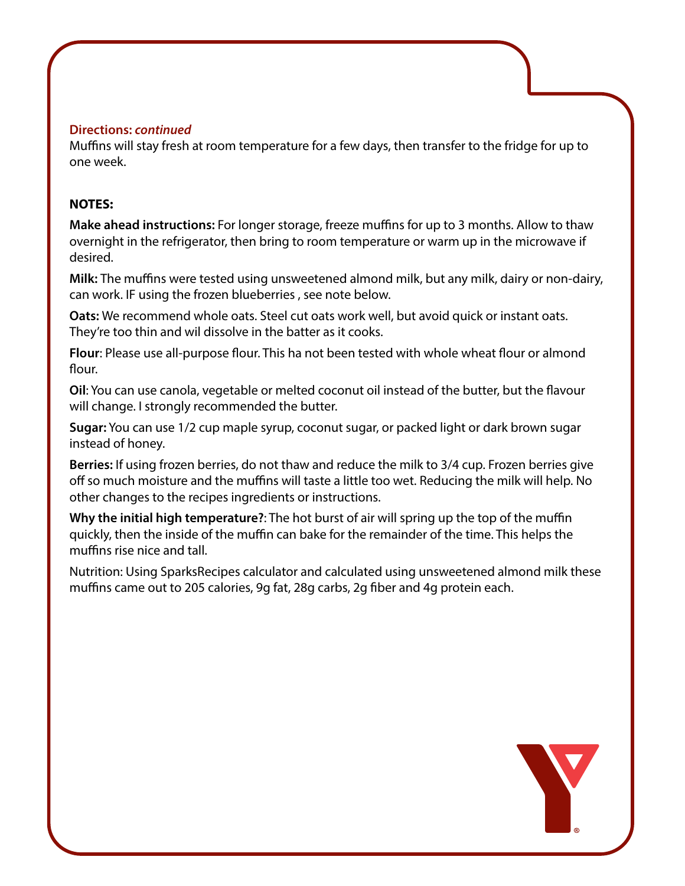**Directions:** ***continued***

Muffins will stay fresh at room temperature for a few days, then transfer to the fridge for up to one week.

**NOTES:**

**Make ahead instructions:** For longer storage, freeze muffins for up to 3 months. Allow to thaw overnight in the refrigerator, then bring to room temperature or warm up in the microwave if desired.

**Milk:** The muffins were tested using unsweetened almond milk, but any milk, dairy or non-dairy, can work. IF using the frozen blueberries , see note below.

**Oats:** We recommend whole oats. Steel cut oats work well, but avoid quick or instant oats. They're too thin and wil dissolve in the batter as it cooks.

**Flour**: Please use all-purpose flour. This ha not been tested with whole wheat flour or almond flour.

**Oil**: You can use canola, vegetable or melted coconut oil instead of the butter, but the flavour will change. I strongly recommended the butter.

**Sugar:** You can use 1/2 cup maple syrup, coconut sugar, or packed light or dark brown sugar instead of honey.

**Berries:** If using frozen berries, do not thaw and reduce the milk to 3/4 cup. Frozen berries give off so much moisture and the muffins will taste a little too wet. Reducing the milk will help. No other changes to the recipes ingredients or instructions.

**Why the initial high temperature?**: The hot burst of air will spring up the top of the muffin quickly, then the inside of the muffin can bake for the remainder of the time. This helps the muffins rise nice and tall.

Nutrition: Using SparksRecipes calculator and calculated using unsweetened almond milk these muffins came out to 205 calories, 9g fat, 28g carbs, 2g fiber and 4g protein each.